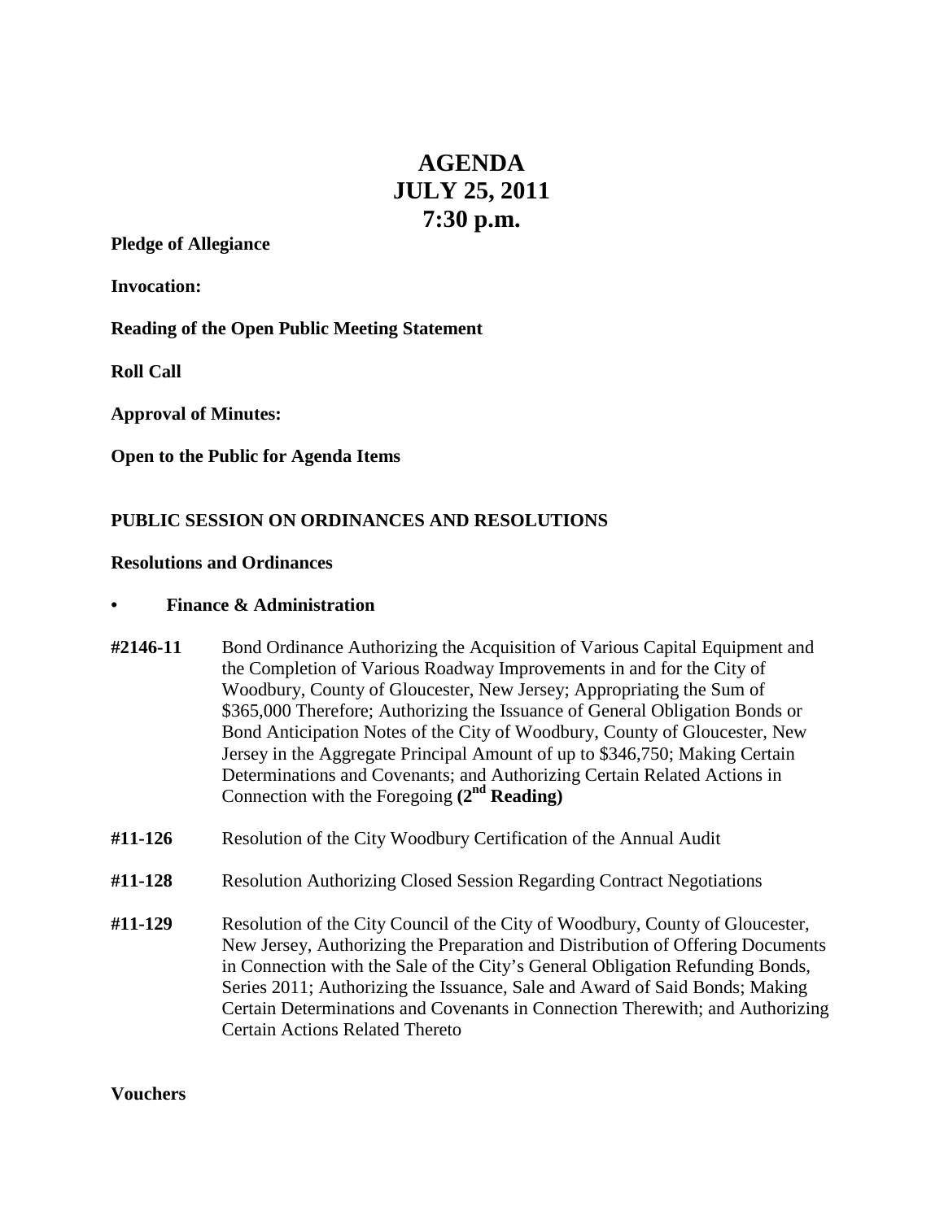# AGENDA
# JULY 25, 2011
# 7:30 p.m.

**Pledge of Allegiance**

**Invocation:**

**Reading of the Open Public Meeting Statement**

**Roll Call**

**Approval of Minutes:**

**Open to the Public for Agenda Items**

**PUBLIC SESSION ON ORDINANCES AND RESOLUTIONS**

**Resolutions and Ordinances**

- **Finance & Administration**

**#2146-11** Bond Ordinance Authorizing the Acquisition of Various Capital Equipment and the Completion of Various Roadway Improvements in and for the City of Woodbury, County of Gloucester, New Jersey; Appropriating the Sum of $365,000 Therefore; Authorizing the Issuance of General Obligation Bonds or Bond Anticipation Notes of the City of Woodbury, County of Gloucester, New Jersey in the Aggregate Principal Amount of up to $346,750; Making Certain Determinations and Covenants; and Authorizing Certain Related Actions in Connection with the Foregoing **(2nd Reading)**

**#11-126** Resolution of the City Woodbury Certification of the Annual Audit

**#11-128** Resolution Authorizing Closed Session Regarding Contract Negotiations

**#11-129** Resolution of the City Council of the City of Woodbury, County of Gloucester, New Jersey, Authorizing the Preparation and Distribution of Offering Documents in Connection with the Sale of the City's General Obligation Refunding Bonds, Series 2011; Authorizing the Issuance, Sale and Award of Said Bonds; Making Certain Determinations and Covenants in Connection Therewith; and Authorizing Certain Actions Related Thereto

**Vouchers**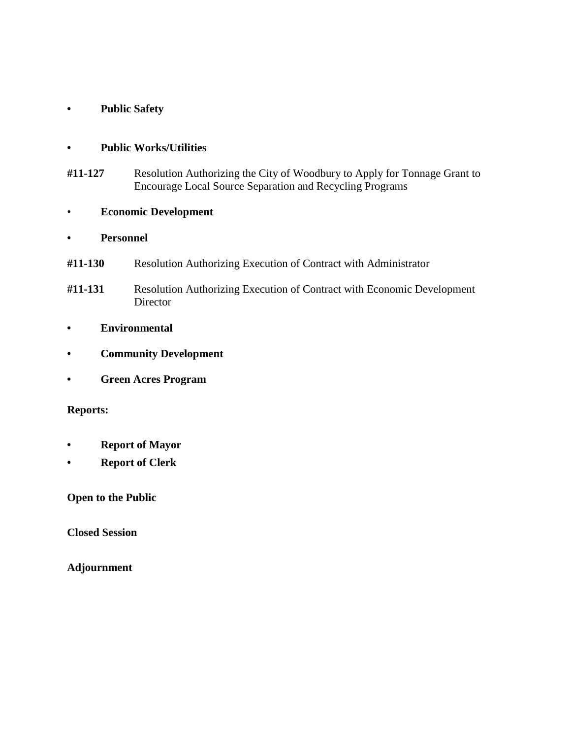- **Public Safety**

- **Public Works/Utilities**

**#11-127** Resolution Authorizing the City of Woodbury to Apply for Tonnage Grant to Encourage Local Source Separation and Recycling Programs

- **Economic Development**

- **Personnel**

**#11-130** Resolution Authorizing Execution of Contract with Administrator

**#11-131** Resolution Authorizing Execution of Contract with Economic Development Director

- **Environmental**

- **Community Development**

- **Green Acres Program**

**Reports:**

- **Report of Mayor**
- **Report of Clerk**

**Open to the Public**

**Closed Session**

**Adjournment**